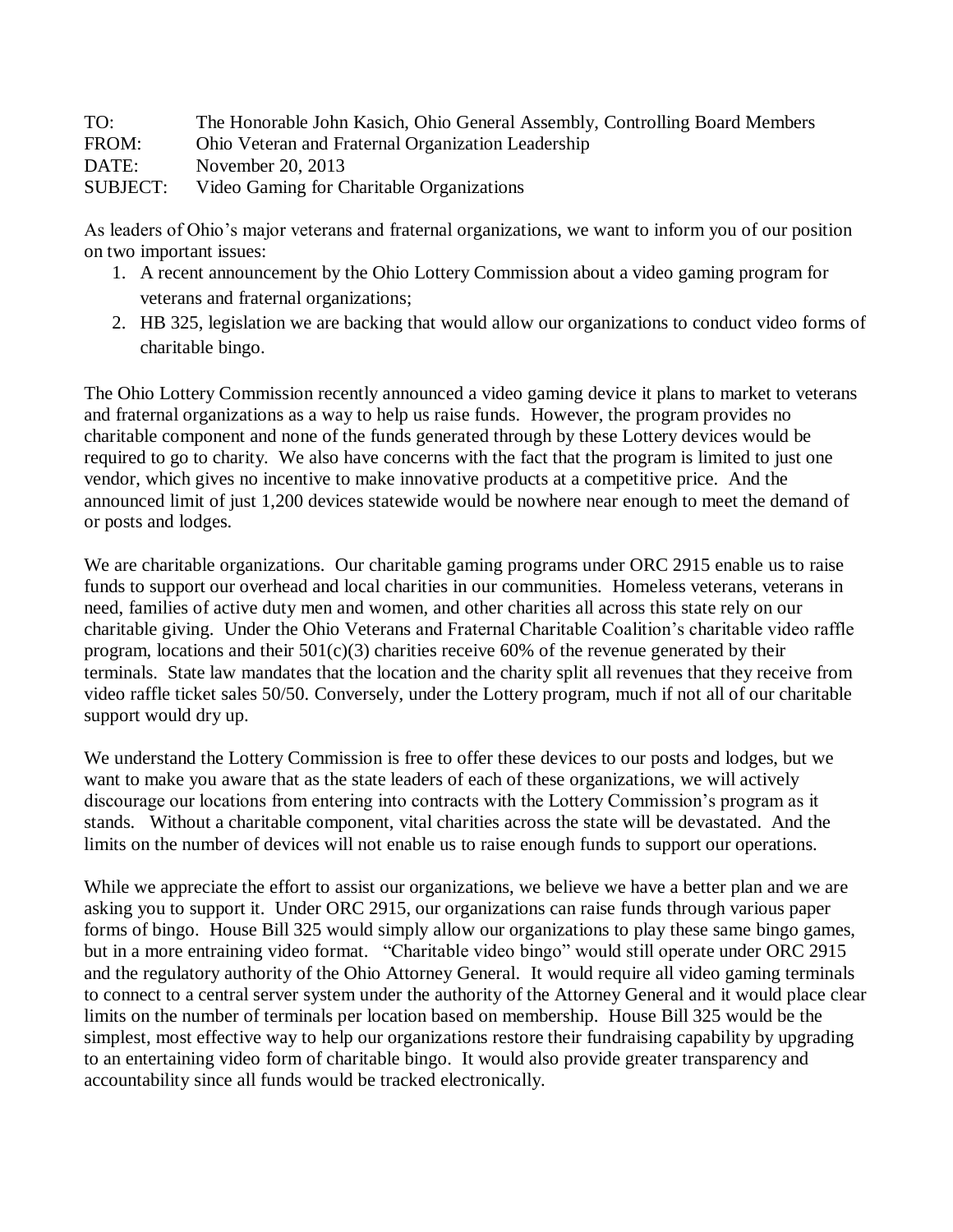TO: The Honorable John Kasich, Ohio General Assembly, Controlling Board Members
FROM: Ohio Veteran and Fraternal Organization Leadership
DATE: November 20, 2013
SUBJECT: Video Gaming for Charitable Organizations

As leaders of Ohio's major veterans and fraternal organizations, we want to inform you of our position on two important issues:

1. A recent announcement by the Ohio Lottery Commission about a video gaming program for veterans and fraternal organizations;
2. HB 325, legislation we are backing that would allow our organizations to conduct video forms of charitable bingo.

The Ohio Lottery Commission recently announced a video gaming device it plans to market to veterans and fraternal organizations as a way to help us raise funds. However, the program provides no charitable component and none of the funds generated through by these Lottery devices would be required to go to charity. We also have concerns with the fact that the program is limited to just one vendor, which gives no incentive to make innovative products at a competitive price. And the announced limit of just 1,200 devices statewide would be nowhere near enough to meet the demand of or posts and lodges.

We are charitable organizations. Our charitable gaming programs under ORC 2915 enable us to raise funds to support our overhead and local charities in our communities. Homeless veterans, veterans in need, families of active duty men and women, and other charities all across this state rely on our charitable giving. Under the Ohio Veterans and Fraternal Charitable Coalition's charitable video raffle program, locations and their 501(c)(3) charities receive 60% of the revenue generated by their terminals. State law mandates that the location and the charity split all revenues that they receive from video raffle ticket sales 50/50. Conversely, under the Lottery program, much if not all of our charitable support would dry up.

We understand the Lottery Commission is free to offer these devices to our posts and lodges, but we want to make you aware that as the state leaders of each of these organizations, we will actively discourage our locations from entering into contracts with the Lottery Commission's program as it stands. Without a charitable component, vital charities across the state will be devastated. And the limits on the number of devices will not enable us to raise enough funds to support our operations.

While we appreciate the effort to assist our organizations, we believe we have a better plan and we are asking you to support it. Under ORC 2915, our organizations can raise funds through various paper forms of bingo. House Bill 325 would simply allow our organizations to play these same bingo games, but in a more entraining video format. "Charitable video bingo" would still operate under ORC 2915 and the regulatory authority of the Ohio Attorney General. It would require all video gaming terminals to connect to a central server system under the authority of the Attorney General and it would place clear limits on the number of terminals per location based on membership. House Bill 325 would be the simplest, most effective way to help our organizations restore their fundraising capability by upgrading to an entertaining video form of charitable bingo. It would also provide greater transparency and accountability since all funds would be tracked electronically.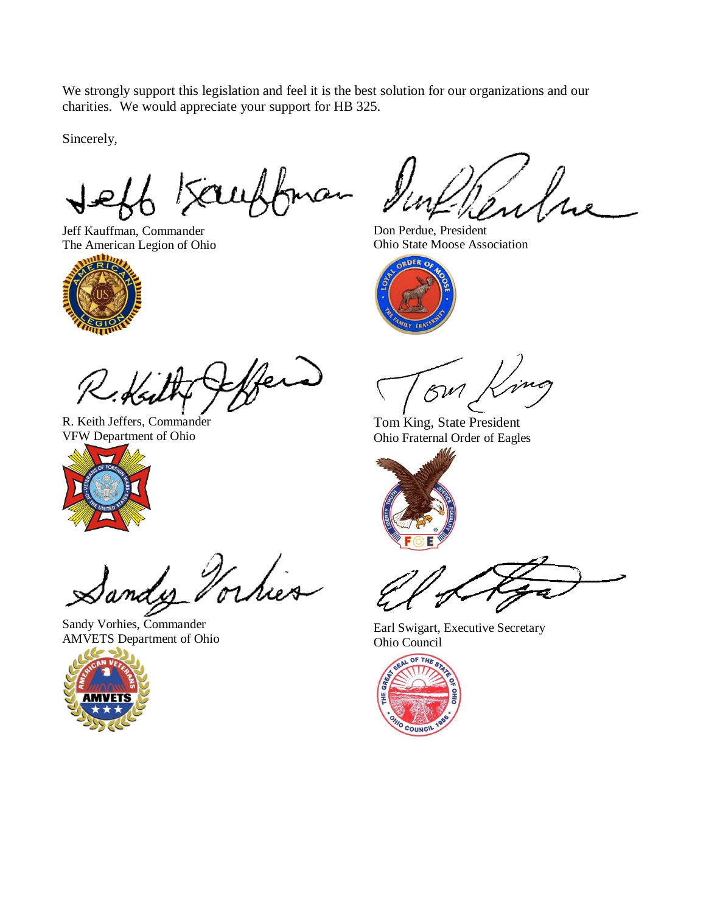We strongly support this legislation and feel it is the best solution for our organizations and our charities. We would appreciate your support for HB 325.

Sincerely,

Jeff Kauffman, Commander
The American Legion of Ohio

Don Perdue, President
Ohio State Moose Association

R. Keith Jeffers, Commander
VFW Department of Ohio

Tom King, State President
Ohio Fraternal Order of Eagles

Sandy Vorhies, Commander
AMVETS Department of Ohio

Earl Swigart, Executive Secretary
Ohio Council